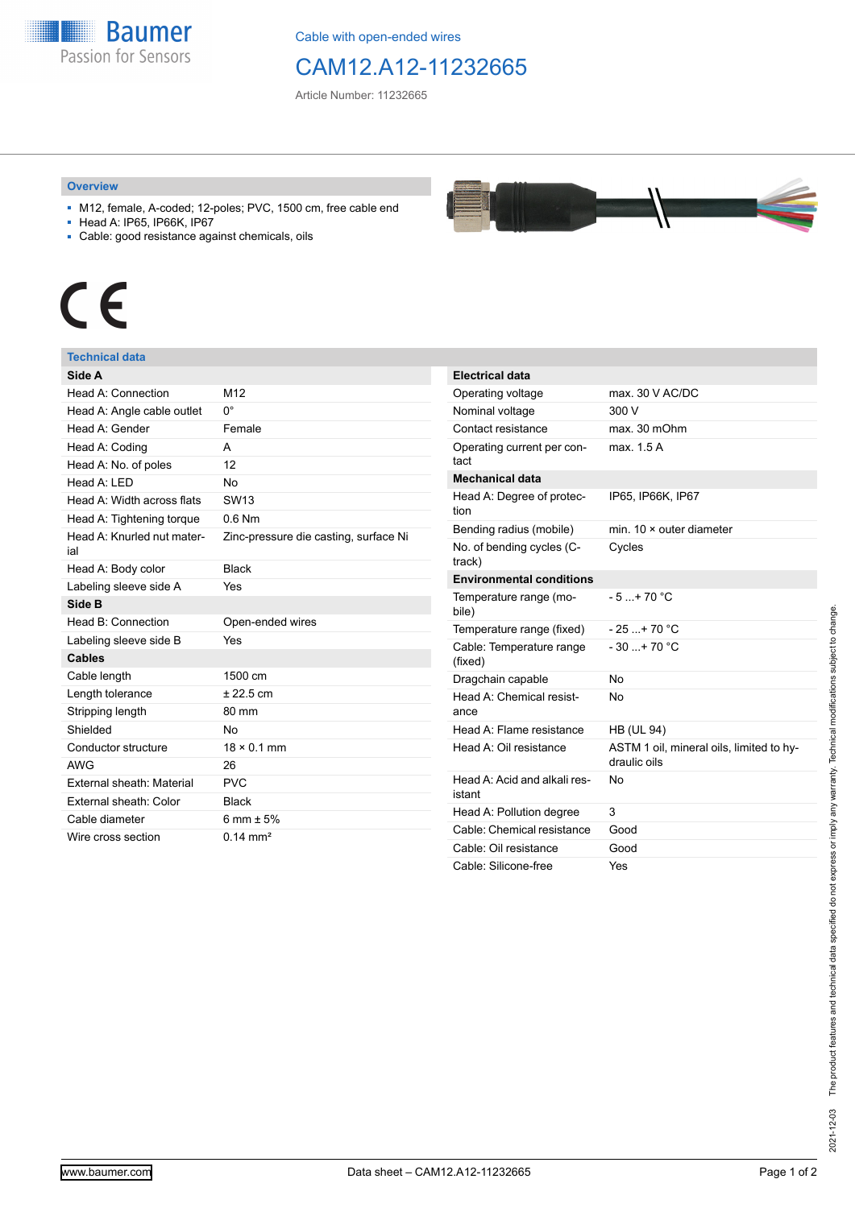Cable with open-ended wires

# CAM12.A12-11232665

Article Number: 11232665

## Overview

- M12, female, A-coded; 12-poles; PVC, 1500 cm, free cable end
- Head A: IP65, IP66K, IP67
- Cable: good resistance against chemicals, oils

## Technical data

| **Side A** | |
|---|---|
| Head A: Connection | M12 |
| Head A: Angle cable outlet | 0° |
| Head A: Gender | Female |
| Head A: Coding | A |
| Head A: No. of poles | 12 |
| Head A: LED | No |
| Head A: Width across flats | SW13 |
| Head A: Tightening torque | 0.6 Nm |
| Head A: Knurled nut material | Zinc-pressure die casting, surface Ni |
| Head A: Body color | Black |
| Labeling sleeve side A | Yes |
| **Side B** | |
| Head B: Connection | Open-ended wires |
| Labeling sleeve side B | Yes |
| **Cables** | |
| Cable length | 1500 cm |
| Length tolerance | ± 22.5 cm |
| Stripping length | 80 mm |
| Shielded | No |
| Conductor structure | 18 × 0.1 mm |
| AWG | 26 |
| External sheath: Material | PVC |
| External sheath: Color | Black |
| Cable diameter | 6 mm ± 5% |
| Wire cross section | 0.14 mm² |

| **Electrical data** | |
|---|---|
| Operating voltage | max. 30 V AC/DC |
| Nominal voltage | 300 V |
| Contact resistance | max. 30 mOhm |
| Operating current per contact | max. 1.5 A |
| **Mechanical data** | |
| Head A: Degree of protection | IP65, IP66K, IP67 |
| Bending radius (mobile) | min. 10 × outer diameter |
| No. of bending cycles (C-track) | Cycles |
| **Environmental conditions** | |
| Temperature range (mobile) | - 5 ...+ 70 °C |
| Temperature range (fixed) | - 25 ...+ 70 °C |
| Cable: Temperature range (fixed) | - 30 ...+ 70 °C |
| Dragchain capable | No |
| Head A: Chemical resistance | No |
| Head A: Flame resistance | HB (UL 94) |
| Head A: Oil resistance | ASTM 1 oil, mineral oils, limited to hydraulic oils |
| Head A: Acid and alkali resistant | No |
| Head A: Pollution degree | 3 |
| Cable: Chemical resistance | Good |
| Cable: Oil resistance | Good |
| Cable: Silicone-free | Yes |

2021-12-03 The product features and technical data specified do not express or imply any warranty. Technical modifications subject to change.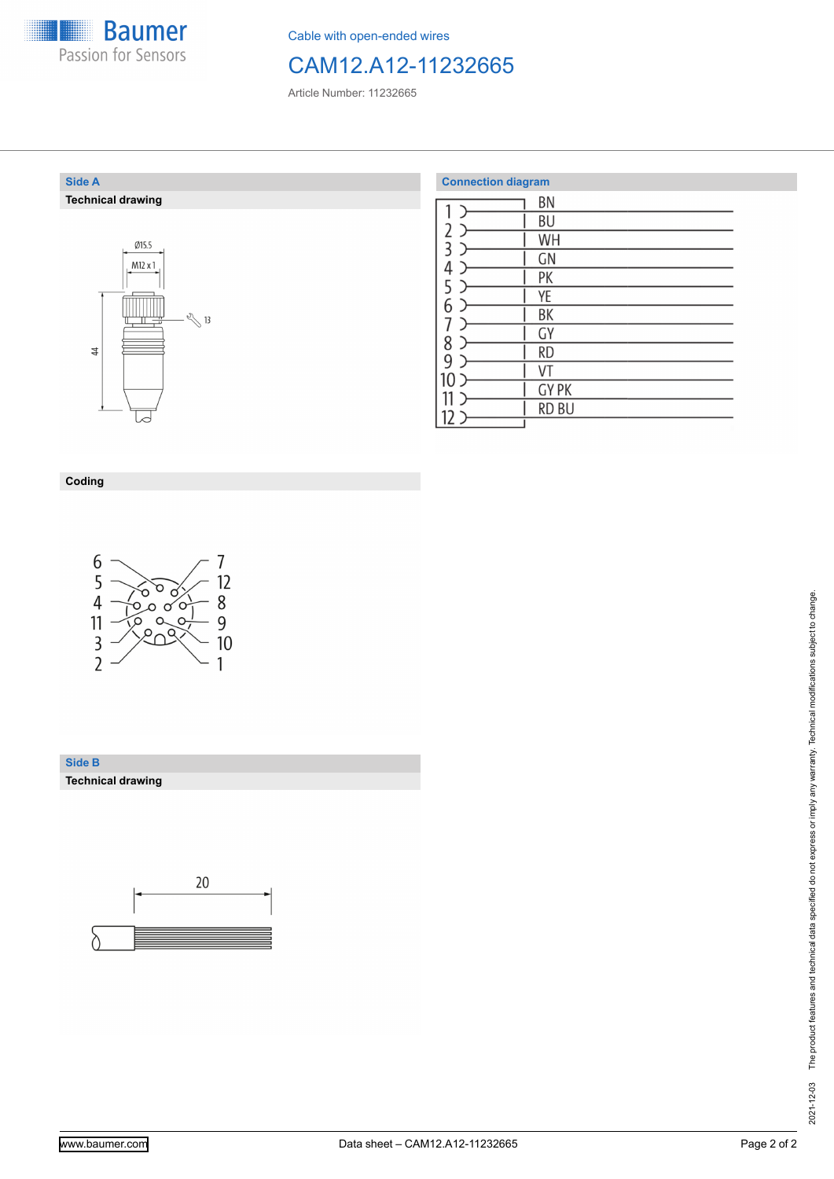Cable with open-ended wires

# CAM12.A12-11232665

Article Number: 11232665

## Side A

### Technical drawing

Ø15.5

M12 x 1

13

44

## Connection diagram

| | |
|---|---|
| 1 | BN |
| 2 | BU |
| 3 | WH |
| 4 | GN |
| 5 | PK |
| 6 | YE |
| 7 | BK |
| 8 | GY |
| 9 | RD |
| 10 | VT |
| 11 | GY PK |
| 12 | RD BU |

### Coding

6 5 4 11 3 2

7 12 8 9 10 1

## Side B

### Technical drawing

20

The product features and technical data specified do not express or imply any warranty. Technical modifications subject to change.

2021-12-03